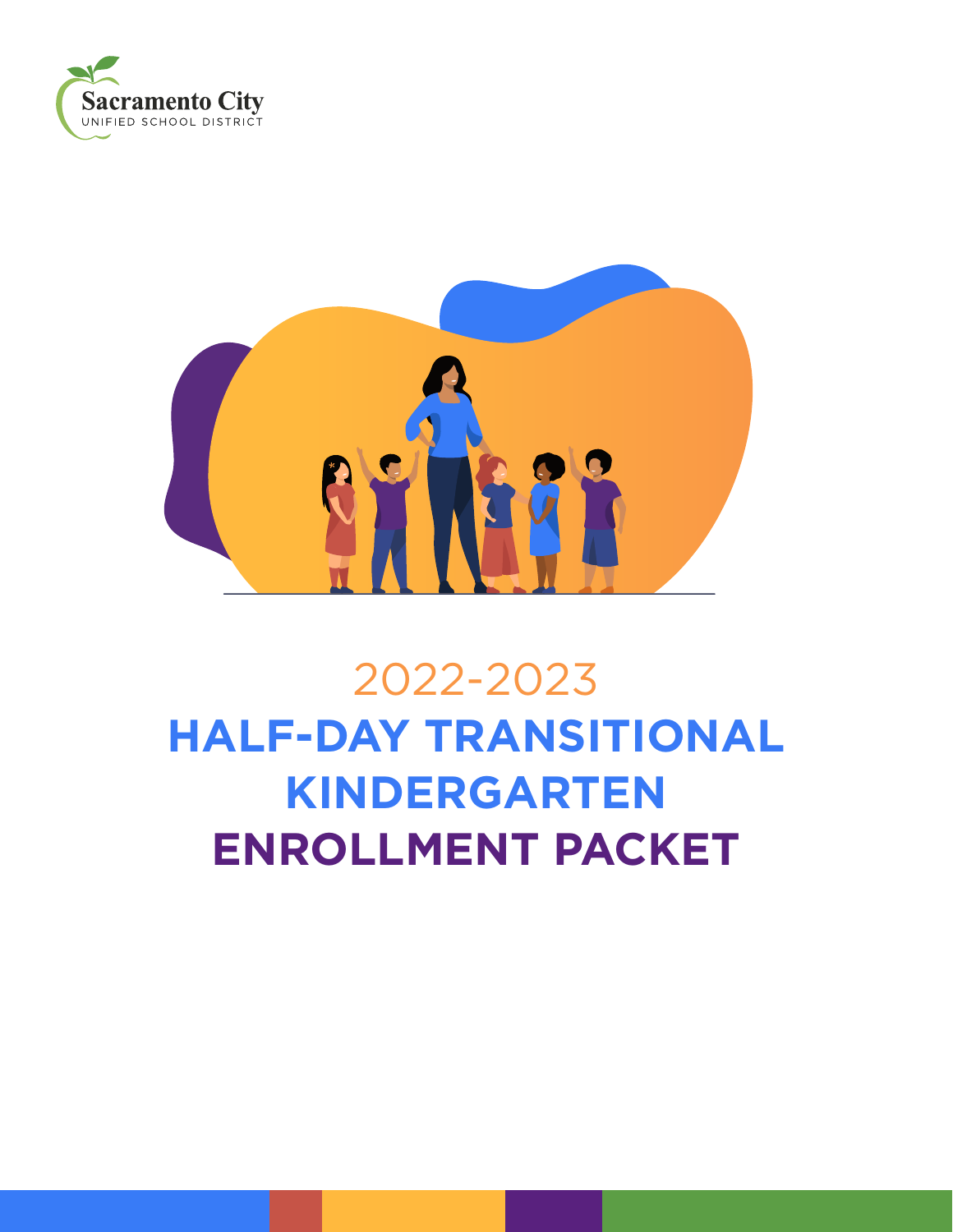Sacramento City
UNIFIED SCHOOL DISTRICT

2022-2023

# HALF-DAY TRANSITIONAL KINDERGARTEN ENROLLMENT PACKET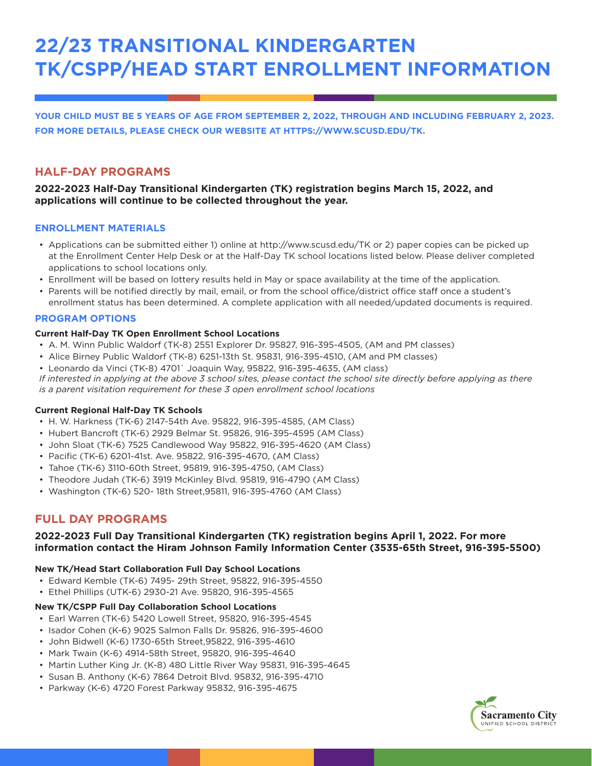# 22/23 TRANSITIONAL KINDERGARTEN TK/CSPP/HEAD START ENROLLMENT INFORMATION

**YOUR CHILD MUST BE 5 YEARS OF AGE FROM SEPTEMBER 2, 2022, THROUGH AND INCLUDING FEBRUARY 2, 2023. FOR MORE DETAILS, PLEASE CHECK OUR WEBSITE AT HTTPS://WWW.SCUSD.EDU/TK.**

## HALF-DAY PROGRAMS

**2022-2023 Half-Day Transitional Kindergarten (TK) registration begins March 15, 2022, and applications will continue to be collected throughout the year.**

### ENROLLMENT MATERIALS

- Applications can be submitted either 1) online at http://www.scusd.edu/TK or 2) paper copies can be picked up at the Enrollment Center Help Desk or at the Half-Day TK school locations listed below. Please deliver completed applications to school locations only.
- Enrollment will be based on lottery results held in May or space availability at the time of the application.
- Parents will be notified directly by mail, email, or from the school office/district office staff once a student's enrollment status has been determined. A complete application with all needed/updated documents is required.

### PROGRAM OPTIONS

**Current Half-Day TK Open Enrollment School Locations**

- A. M. Winn Public Waldorf (TK-8) 2551 Explorer Dr. 95827, 916-395-4505, (AM and PM classes)
- Alice Birney Public Waldorf (TK-8) 6251-13th St. 95831, 916-395-4510, (AM and PM classes)
- Leonardo da Vinci (TK-8) 4701` Joaquin Way, 95822, 916-395-4635, (AM class)

*If interested in applying at the above 3 school sites, please contact the school site directly before applying as there is a parent visitation requirement for these 3 open enrollment school locations*

**Current Regional Half-Day TK Schools**

- H. W. Harkness (TK-6) 2147-54th Ave. 95822, 916-395-4585, (AM Class)
- Hubert Bancroft (TK-6) 2929 Belmar St. 95826, 916-395-4595 (AM Class)
- John Sloat (TK-6) 7525 Candlewood Way 95822, 916-395-4620 (AM Class)
- Pacific (TK-6) 6201-41st. Ave. 95822, 916-395-4670, (AM Class)
- Tahoe (TK-6) 3110-60th Street, 95819, 916-395-4750, (AM Class)
- Theodore Judah (TK-6) 3919 McKinley Blvd. 95819, 916-4790 (AM Class)
- Washington (TK-6) 520- 18th Street,95811, 916-395-4760 (AM Class)

## FULL DAY PROGRAMS

**2022-2023 Full Day Transitional Kindergarten (TK) registration begins April 1, 2022. For more information contact the Hiram Johnson Family Information Center (3535-65th Street, 916-395-5500)**

**New TK/Head Start Collaboration Full Day School Locations**

- Edward Kemble (TK-6) 7495- 29th Street, 95822, 916-395-4550
- Ethel Phillips (UTK-6) 2930-21 Ave. 95820, 916-395-4565

**New TK/CSPP Full Day Collaboration School Locations**

- Earl Warren (TK-6) 5420 Lowell Street, 95820, 916-395-4545
- Isador Cohen (K-6) 9025 Salmon Falls Dr. 95826, 916-395-4600
- John Bidwell (K-6) 1730-65th Street,95822, 916-395-4610
- Mark Twain (K-6) 4914-58th Street, 95820, 916-395-4640
- Martin Luther King Jr. (K-8) 480 Little River Way 95831, 916-395-4645
- Susan B. Anthony (K-6) 7864 Detroit Blvd. 95832, 916-395-4710
- Parkway (K-6) 4720 Forest Parkway 95832, 916-395-4675

Sacramento City Unified School District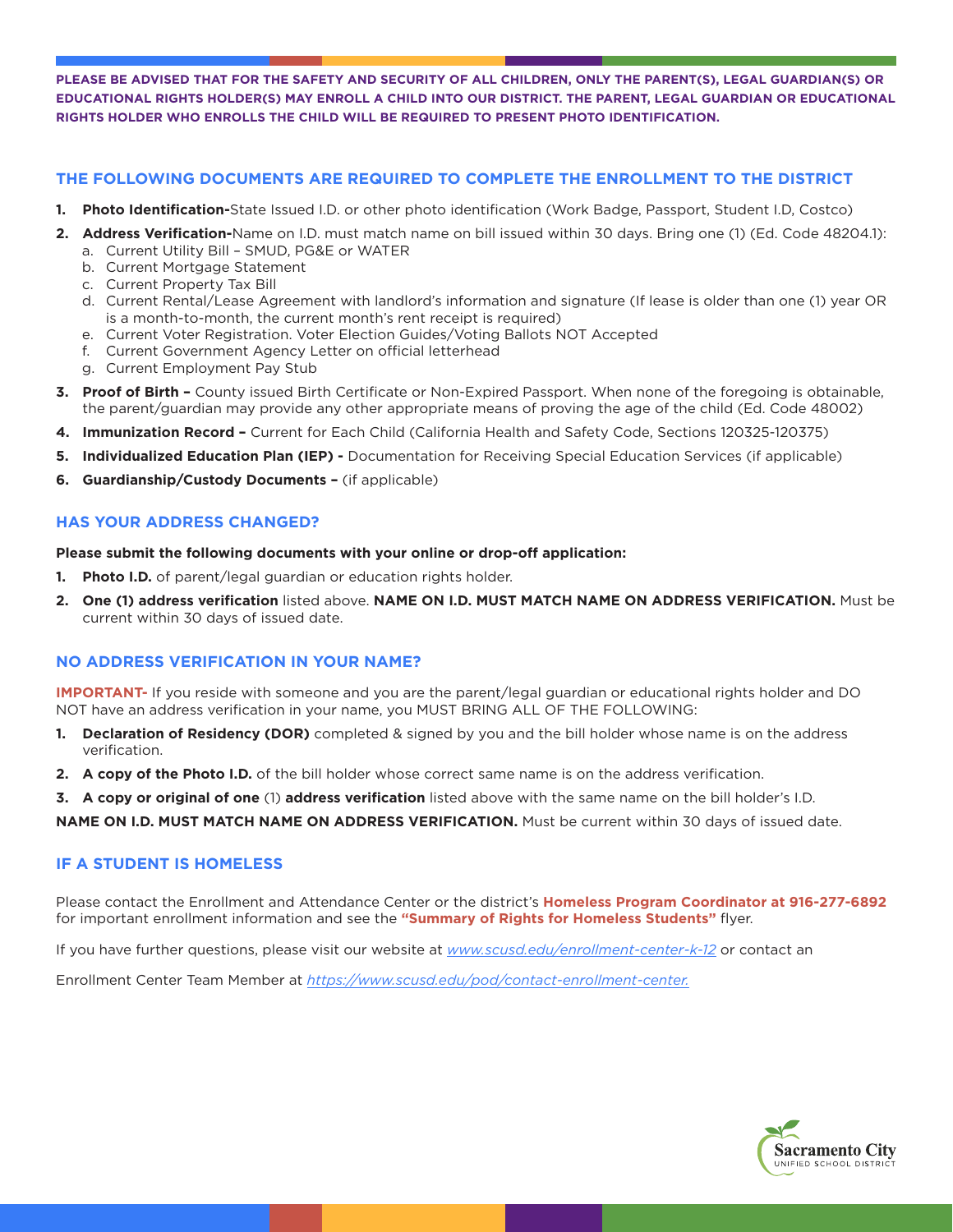**PLEASE BE ADVISED THAT FOR THE SAFETY AND SECURITY OF ALL CHILDREN, ONLY THE PARENT(S), LEGAL GUARDIAN(S) OR EDUCATIONAL RIGHTS HOLDER(S) MAY ENROLL A CHILD INTO OUR DISTRICT. THE PARENT, LEGAL GUARDIAN OR EDUCATIONAL RIGHTS HOLDER WHO ENROLLS THE CHILD WILL BE REQUIRED TO PRESENT PHOTO IDENTIFICATION.**

## THE FOLLOWING DOCUMENTS ARE REQUIRED TO COMPLETE THE ENROLLMENT TO THE DISTRICT

1. **Photo Identification-**State Issued I.D. or other photo identification (Work Badge, Passport, Student I.D, Costco)
2. **Address Verification-**Name on I.D. must match name on bill issued within 30 days. Bring one (1) (Ed. Code 48204.1):
   a. Current Utility Bill – SMUD, PG&E or WATER
   b. Current Mortgage Statement
   c. Current Property Tax Bill
   d. Current Rental/Lease Agreement with landlord's information and signature (If lease is older than one (1) year OR is a month-to-month, the current month's rent receipt is required)
   e. Current Voter Registration. Voter Election Guides/Voting Ballots NOT Accepted
   f. Current Government Agency Letter on official letterhead
   g. Current Employment Pay Stub
3. **Proof of Birth –** County issued Birth Certificate or Non-Expired Passport. When none of the foregoing is obtainable, the parent/guardian may provide any other appropriate means of proving the age of the child (Ed. Code 48002)
4. **Immunization Record –** Current for Each Child (California Health and Safety Code, Sections 120325-120375)
5. **Individualized Education Plan (IEP) -** Documentation for Receiving Special Education Services (if applicable)
6. **Guardianship/Custody Documents –** (if applicable)

## HAS YOUR ADDRESS CHANGED?

**Please submit the following documents with your online or drop-off application:**

1. **Photo I.D.** of parent/legal guardian or education rights holder.
2. **One (1) address verification** listed above. **NAME ON I.D. MUST MATCH NAME ON ADDRESS VERIFICATION.** Must be current within 30 days of issued date.

## NO ADDRESS VERIFICATION IN YOUR NAME?

**IMPORTANT-** If you reside with someone and you are the parent/legal guardian or educational rights holder and DO NOT have an address verification in your name, you MUST BRING ALL OF THE FOLLOWING:

1. **Declaration of Residency (DOR)** completed & signed by you and the bill holder whose name is on the address verification.
2. **A copy of the Photo I.D.** of the bill holder whose correct same name is on the address verification.
3. **A copy or original of one** (1) **address verification** listed above with the same name on the bill holder's I.D.

**NAME ON I.D. MUST MATCH NAME ON ADDRESS VERIFICATION.** Must be current within 30 days of issued date.

## IF A STUDENT IS HOMELESS

Please contact the Enrollment and Attendance Center or the district's **Homeless Program Coordinator at 916-277-6892** for important enrollment information and see the **"Summary of Rights for Homeless Students"** flyer.

If you have further questions, please visit our website at *www.scusd.edu/enrollment-center-k-12* or contact an

Enrollment Center Team Member at *https://www.scusd.edu/pod/contact-enrollment-center.*

Sacramento City UNIFIED SCHOOL DISTRICT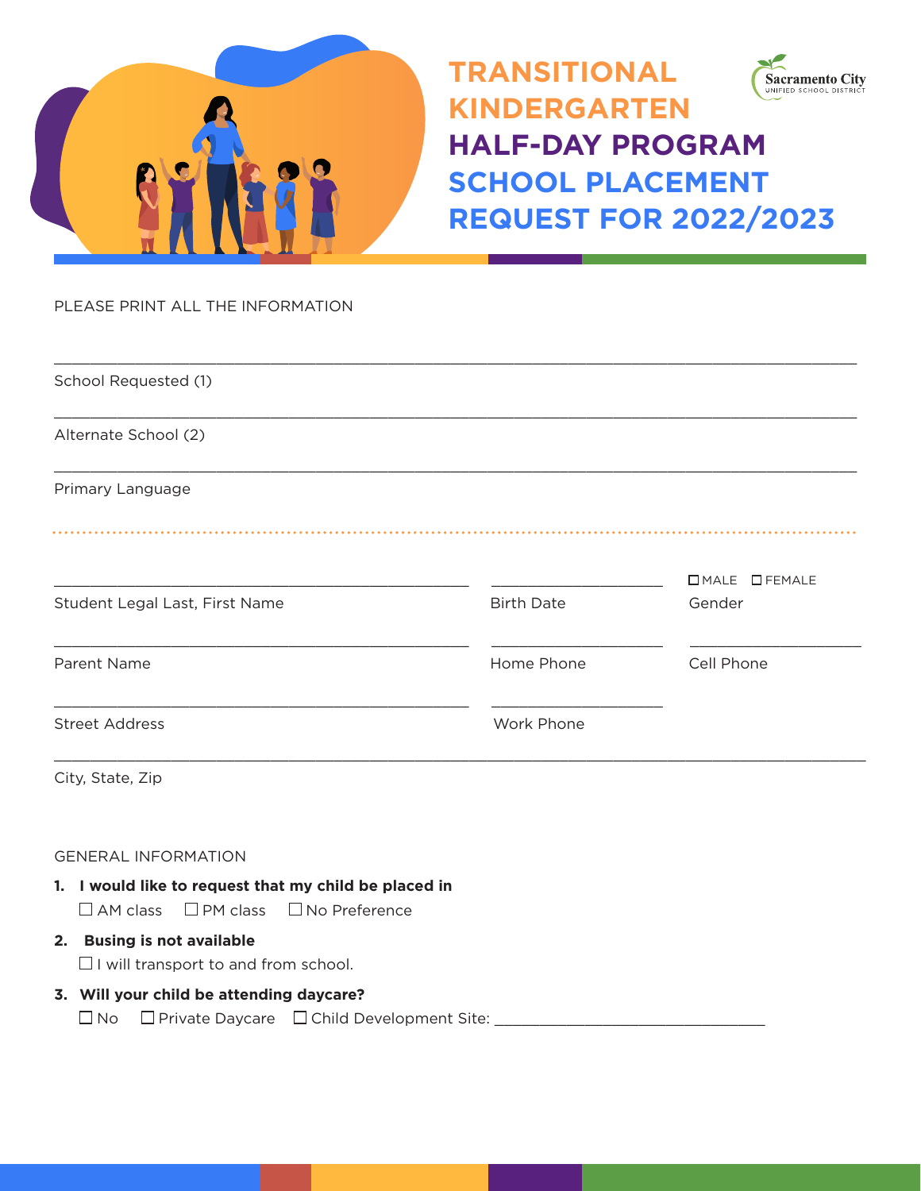# TRANSITIONAL KINDERGARTEN HALF-DAY PROGRAM SCHOOL PLACEMENT REQUEST FOR 2022/2023

Sacramento City UNIFIED SCHOOL DISTRICT

PLEASE PRINT ALL THE INFORMATION

______________________________________________________________________

School Requested (1)

______________________________________________________________________

Alternate School (2)

______________________________________________________________________

Primary Language

______________________________________ ______________ ☐ MALE ☐ FEMALE

Student Legal Last, First Name | Birth Date | Gender

______________________________________ ______________ ______________

Parent Name | Home Phone | Cell Phone

______________________________________ ______________

Street Address | Work Phone

______________________________________________________________________

City, State, Zip

GENERAL INFORMATION

1. **I would like to request that my child be placed in**

   ☐ AM class ☐ PM class ☐ No Preference

2. **Busing is not available**

   ☐ I will transport to and from school.

3. **Will your child be attending daycare?**

   ☐ No ☐ Private Daycare ☐ Child Development Site: ______________________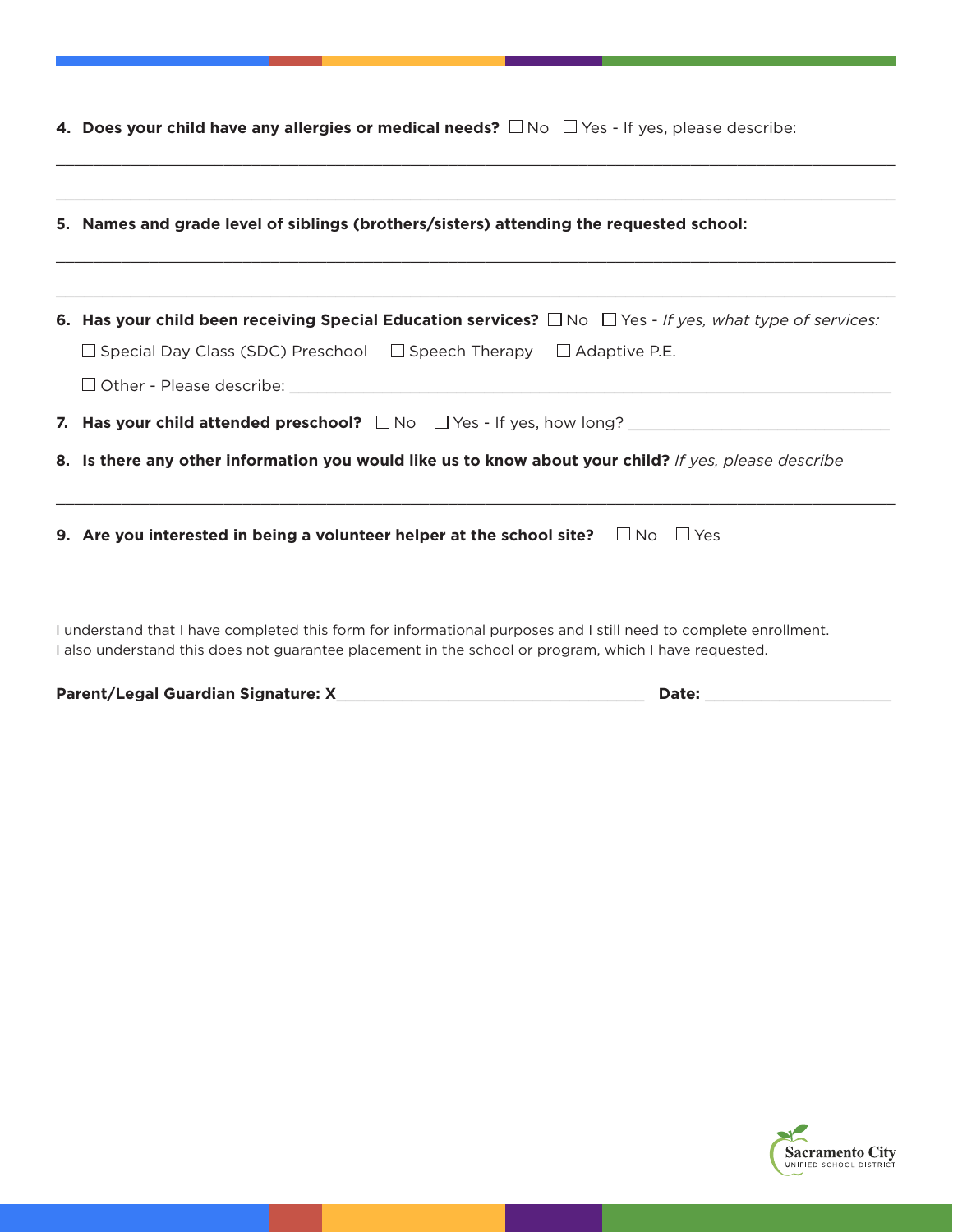**4. Does your child have any allergies or medical needs?** ☐ No ☐ Yes - If yes, please describe:

\_\_\_\_\_\_\_\_\_\_\_\_\_\_\_\_\_\_\_\_\_\_\_\_\_\_\_\_\_\_\_\_\_\_\_\_\_\_\_\_\_\_\_\_\_\_\_\_\_\_\_\_\_\_\_\_\_\_\_\_\_\_\_\_\_\_\_\_\_\_\_\_\_\_\_\_\_\_

\_\_\_\_\_\_\_\_\_\_\_\_\_\_\_\_\_\_\_\_\_\_\_\_\_\_\_\_\_\_\_\_\_\_\_\_\_\_\_\_\_\_\_\_\_\_\_\_\_\_\_\_\_\_\_\_\_\_\_\_\_\_\_\_\_\_\_\_\_\_\_\_\_\_\_\_\_\_

**5. Names and grade level of siblings (brothers/sisters) attending the requested school:**

\_\_\_\_\_\_\_\_\_\_\_\_\_\_\_\_\_\_\_\_\_\_\_\_\_\_\_\_\_\_\_\_\_\_\_\_\_\_\_\_\_\_\_\_\_\_\_\_\_\_\_\_\_\_\_\_\_\_\_\_\_\_\_\_\_\_\_\_\_\_\_\_\_\_\_\_\_\_

\_\_\_\_\_\_\_\_\_\_\_\_\_\_\_\_\_\_\_\_\_\_\_\_\_\_\_\_\_\_\_\_\_\_\_\_\_\_\_\_\_\_\_\_\_\_\_\_\_\_\_\_\_\_\_\_\_\_\_\_\_\_\_\_\_\_\_\_\_\_\_\_\_\_\_\_\_\_

**6. Has your child been receiving Special Education services?** ☐ No ☐ Yes - *If yes, what type of services:*

☐ Special Day Class (SDC) Preschool ☐ Speech Therapy ☐ Adaptive P.E.

☐ Other - Please describe: \_\_\_\_\_\_\_\_\_\_\_\_\_\_\_\_\_\_\_\_\_\_\_\_\_\_\_\_\_\_\_\_\_\_\_\_\_\_\_\_\_\_\_\_\_\_\_\_\_\_\_\_\_\_\_\_

**7. Has your child attended preschool?** ☐ No ☐ Yes - If yes, how long? \_\_\_\_\_\_\_\_\_\_\_\_\_\_\_\_\_\_\_\_\_\_\_\_\_\_\_\_

**8. Is there any other information you would like us to know about your child?** *If yes, please describe*

\_\_\_\_\_\_\_\_\_\_\_\_\_\_\_\_\_\_\_\_\_\_\_\_\_\_\_\_\_\_\_\_\_\_\_\_\_\_\_\_\_\_\_\_\_\_\_\_\_\_\_\_\_\_\_\_\_\_\_\_\_\_\_\_\_\_\_\_\_\_\_\_\_\_\_\_\_\_

**9. Are you interested in being a volunteer helper at the school site?** ☐ No ☐ Yes

I understand that I have completed this form for informational purposes and I still need to complete enrollment.
I also understand this does not guarantee placement in the school or program, which I have requested.

**Parent/Legal Guardian Signature: X**\_\_\_\_\_\_\_\_\_\_\_\_\_\_\_\_\_\_\_\_\_\_\_\_\_\_\_\_\_\_\_\_\_\_\_ **Date:** \_\_\_\_\_\_\_\_\_\_\_\_\_\_\_\_\_\_\_\_

Sacramento City
UNIFIED SCHOOL DISTRICT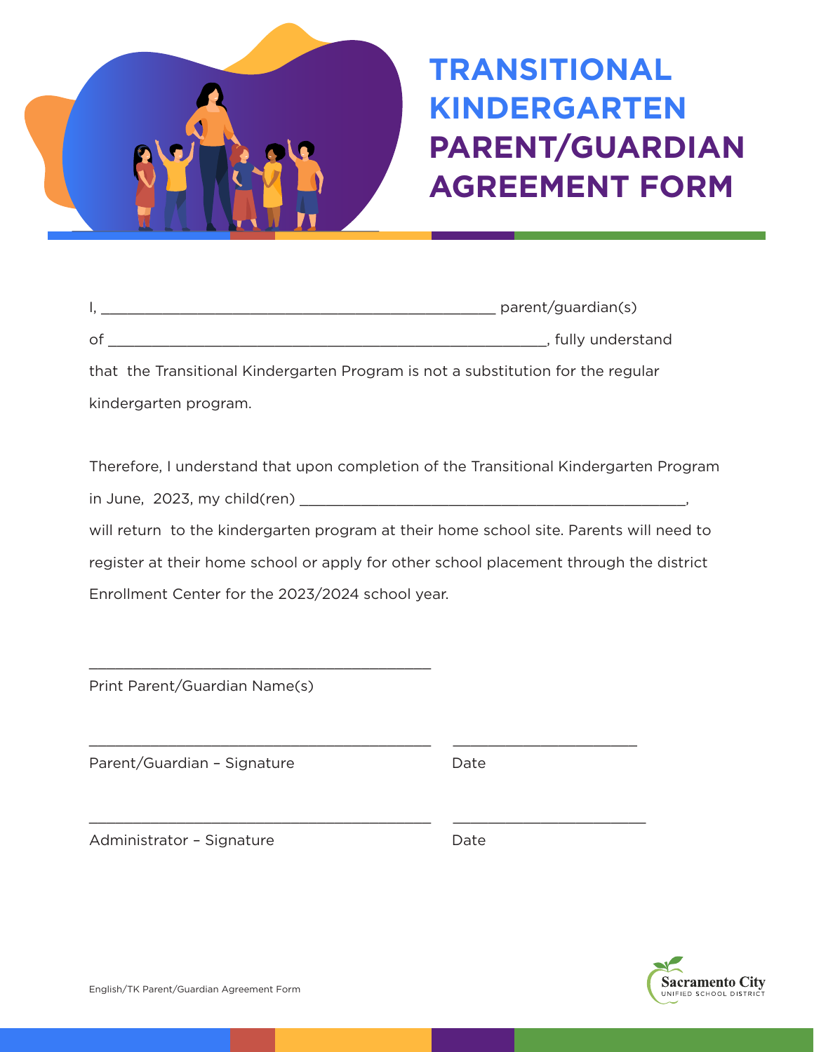# TRANSITIONAL KINDERGARTEN PARENT/GUARDIAN AGREEMENT FORM

I, __________________________________________________ parent/guardian(s)

of _________________________________________________________, fully understand that the Transitional Kindergarten Program is not a substitution for the regular kindergarten program.

Therefore, I understand that upon completion of the Transitional Kindergarten Program in June, 2023, my child(ren) ________________________________________________, will return to the kindergarten program at their home school site. Parents will need to register at their home school or apply for other school placement through the district Enrollment Center for the 2023/2024 school year.

____________________________________________

Print Parent/Guardian Name(s)

____________________________________________ ________________________

Parent/Guardian – Signature Date

____________________________________________ ________________________

Administrator – Signature Date

English/TK Parent/Guardian Agreement Form

Sacramento City Unified School District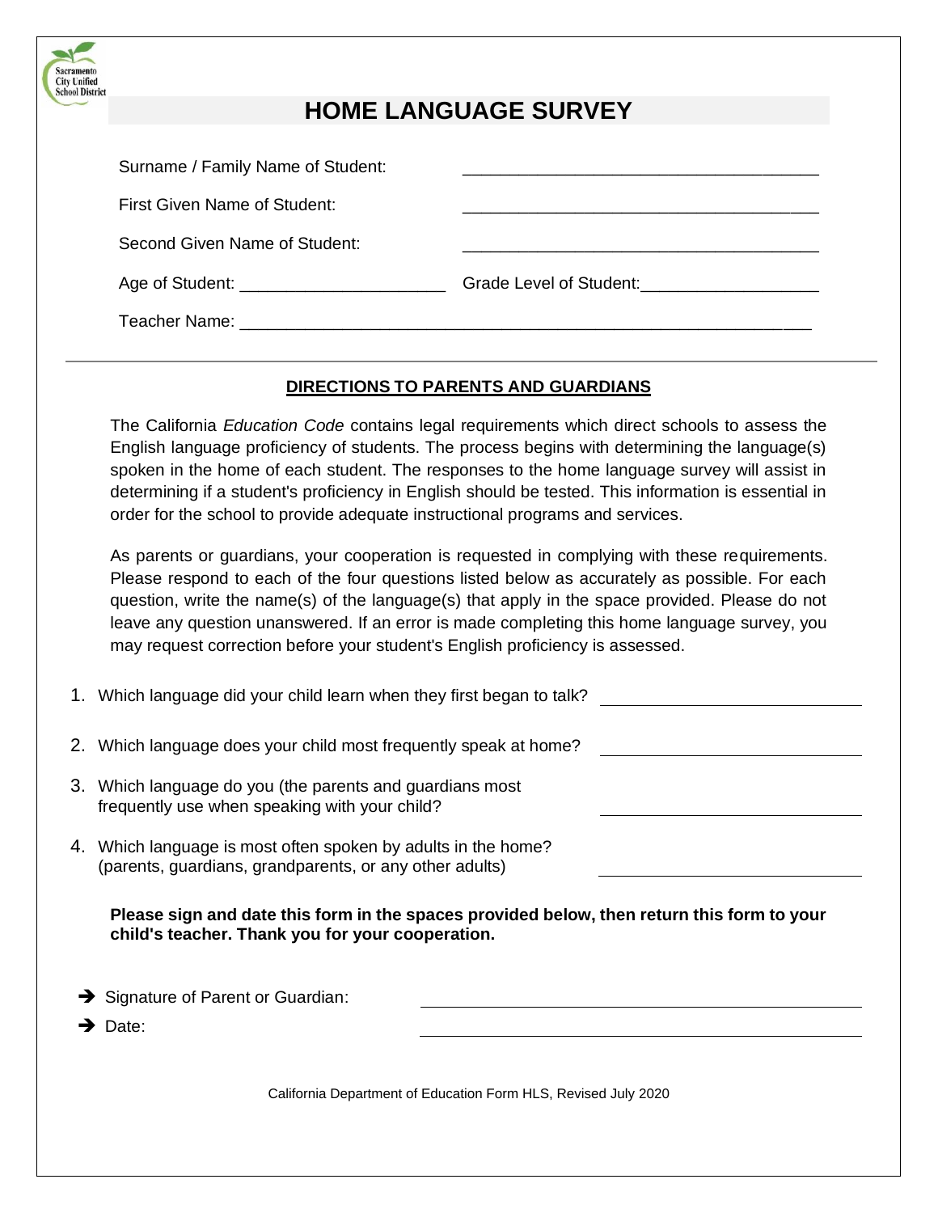Sacramento City Unified School District

# HOME LANGUAGE SURVEY

Surname / Family Name of Student: ______________________________

First Given Name of Student: ______________________________

Second Given Name of Student: ______________________________

Age of Student: ____________________ Grade Level of Student: ________________

Teacher Name: ______________________________________________________

---

## DIRECTIONS TO PARENTS AND GUARDIANS

The California *Education Code* contains legal requirements which direct schools to assess the English language proficiency of students. The process begins with determining the language(s) spoken in the home of each student. The responses to the home language survey will assist in determining if a student's proficiency in English should be tested. This information is essential in order for the school to provide adequate instructional programs and services.

As parents or guardians, your cooperation is requested in complying with these requirements. Please respond to each of the four questions listed below as accurately as possible. For each question, write the name(s) of the language(s) that apply in the space provided. Please do not leave any question unanswered. If an error is made completing this home language survey, you may request correction before your student's English proficiency is assessed.

1. Which language did your child learn when they first began to talk? ____________________
2. Which language does your child most frequently speak at home? ____________________
3. Which language do you (the parents and guardians most frequently use when speaking with your child? ____________________
4. Which language is most often spoken by adults in the home? (parents, guardians, grandparents, or any other adults) ____________________

**Please sign and date this form in the spaces provided below, then return this form to your child's teacher. Thank you for your cooperation.**

➔ Signature of Parent or Guardian: ______________________________

➔ Date: ______________________________

California Department of Education Form HLS, Revised July 2020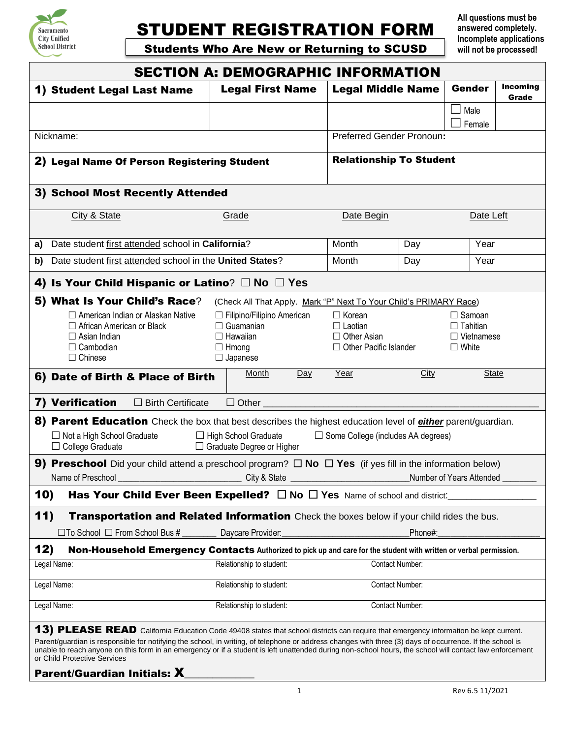Sacramento City Unified School District

# STUDENT REGISTRATION FORM

**Students Who Are New or Returning to SCUSD**

**All questions must be answered completely. Incomplete applications will not be processed!**

## SECTION A: DEMOGRAPHIC INFORMATION

| 1) Student Legal Last Name | Legal First Name | Legal Middle Name | Gender | Incoming Grade |
|---|---|---|---|---|
| | | | ☐ Male ☐ Female | |
| Nickname: | | Preferred Gender Pronoun: | | |

| 2) Legal Name Of Person Registering Student | Relationship To Student |
|---|---|
| | |

**3) School Most Recently Attended**

| City & State | Grade | Date Begin | Date Left |
|---|---|---|---|
| | | | |

| | Month | Day | Year |
|---|---|---|---|
| a) Date student first attended school in **California**? | | | |
| b) Date student first attended school in the **United States**? | | | |

**4) Is Your Child Hispanic or Latino?** ☐ No ☐ Yes

**5) What Is Your Child's Race?** (Check All That Apply. Mark "P" Next To Your Child's PRIMARY Race)

- ☐ American Indian or Alaskan Native
- ☐ African American or Black
- ☐ Asian Indian
- ☐ Cambodian
- ☐ Chinese
- ☐ Filipino/Filipino American
- ☐ Guamanian
- ☐ Hawaiian
- ☐ Hmong
- ☐ Japanese
- ☐ Korean
- ☐ Laotian
- ☐ Other Asian
- ☐ Other Pacific Islander
- ☐ Samoan
- ☐ Tahitian
- ☐ Vietnamese
- ☐ White

| 6) Date of Birth & Place of Birth | Month | Day | Year | City | State |
|---|---|---|---|---|---|
| | | | | | |

**7) Verification** ☐ Birth Certificate ☐ Other ______________________________

**8) Parent Education** Check the box that best describes the highest education level of ***either*** parent/guardian.

☐ Not a High School Graduate ☐ High School Graduate ☐ Some College (includes AA degrees)
☐ College Graduate ☐ Graduate Degree or Higher

**9) Preschool** Did your child attend a preschool program? ☐ **No** ☐ **Yes** (if yes fill in the information below)

Name of Preschool ______________________ City & State ______________________ Number of Years Attended _______

**10) Has Your Child Ever Been Expelled?** ☐ **No** ☐ **Yes** Name of school and district:________________

**11) Transportation and Related Information** Check the boxes below if your child rides the bus.

☐To School ☐ From School Bus # _______ Daycare Provider:_________________________ Phone#:____________________

**12) Non-Household Emergency Contacts** **Authorized to pick up and care for the student with written or verbal permission.**

| Legal Name: | Relationship to student: | Contact Number: |
|---|---|---|
| Legal Name: | Relationship to student: | Contact Number: |
| Legal Name: | Relationship to student: | Contact Number: |

**13) PLEASE READ** California Education Code 49408 states that school districts can require that emergency information be kept current. Parent/guardian is responsible for notifying the school, in writing, of telephone or address changes with three (3) days of occurrence. If the school is unable to reach anyone on this form in an emergency or if a student is left unattended during non-school hours, the school will contact law enforcement or Child Protective Services

**Parent/Guardian Initials: X**___________

Rev 6.5 11/2021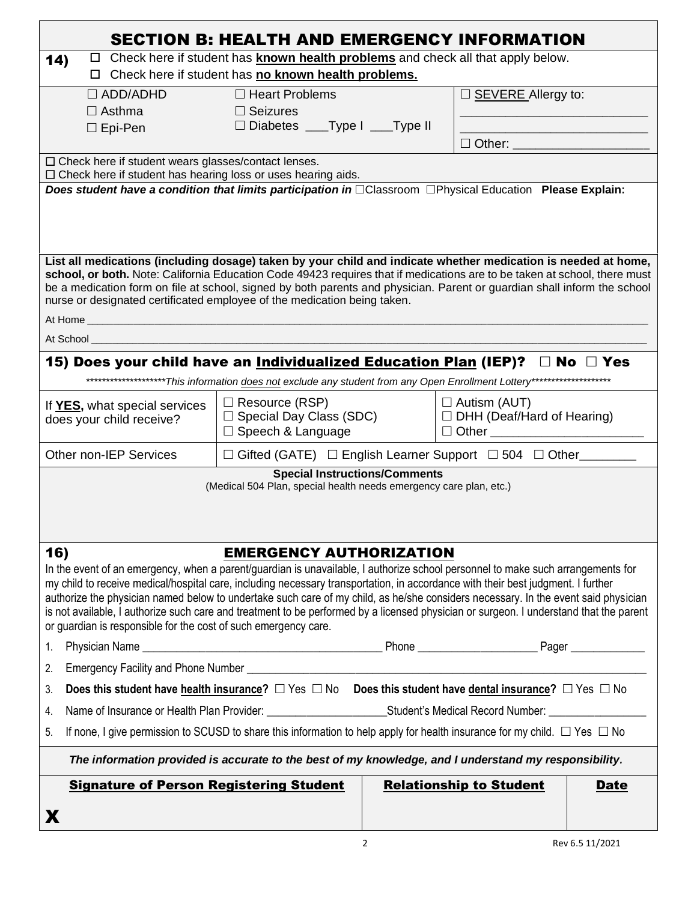# SECTION B: HEALTH AND EMERGENCY INFORMATION

**14)** ☐ Check here if student has **known health problems** and check all that apply below.
☐ Check here if student has **no known health problems.**

| | | |
|---|---|---|
| ☐ ADD/ADHD<br>☐ Asthma<br>☐ Epi-Pen | ☐ Heart Problems<br>☐ Seizures<br>☐ Diabetes ___Type I ___Type II | ☐ SEVERE Allergy to: ________________________<br>________________________<br>☐ Other: ________________ |

☐ Check here if student wears glasses/contact lenses.
☐ Check here if student has hearing loss or uses hearing aids.

***Does student have a condition that limits participation in*** ☐Classroom ☐Physical Education **Please Explain:**

**List all medications (including dosage) taken by your child and indicate whether medication is needed at home, school, or both.** Note: California Education Code 49423 requires that if medications are to be taken at school, there must be a medication form on file at school, signed by both parents and physician. Parent or guardian shall inform the school nurse or designated certificated employee of the medication being taken.

At Home ______________________________________________________________________________

At School _____________________________________________________________________________

## 15) Does your child have an Individualized Education Plan (IEP)? ☐ No ☐ Yes

*********************This information does not exclude any student from any Open Enrollment Lottery*********************

| | | |
|---|---|---|
| If **YES,** what special services does your child receive? | ☐ Resource (RSP)<br>☐ Special Day Class (SDC)<br>☐ Speech & Language | ☐ Autism (AUT)<br>☐ DHH (Deaf/Hard of Hearing)<br>☐ Other ____________________ |
| Other non-IEP Services | ☐ Gifted (GATE) ☐ English Learner Support ☐ 504 ☐ Other________ | |

**Special Instructions/Comments**
(Medical 504 Plan, special health needs emergency care plan, etc.)

## 16) EMERGENCY AUTHORIZATION

In the event of an emergency, when a parent/guardian is unavailable, I authorize school personnel to make such arrangements for my child to receive medical/hospital care, including necessary transportation, in accordance with their best judgment. I further authorize the physician named below to undertake such care of my child, as he/she considers necessary. In the event said physician is not available, I authorize such care and treatment to be performed by a licensed physician or surgeon. I understand that the parent or guardian is responsible for the cost of such emergency care.

1. Physician Name ________________________________ Phone ________________ Pager __________
2. Emergency Facility and Phone Number ______________________________________________________
3. **Does this student have health insurance?** ☐ Yes ☐ No **Does this student have dental insurance?** ☐ Yes ☐ No
4. Name of Insurance or Health Plan Provider: ________________Student's Medical Record Number: ______________
5. If none, I give permission to SCUSD to share this information to help apply for health insurance for my child. ☐ Yes ☐ No

***The information provided is accurate to the best of my knowledge, and I understand my responsibility.***

| Signature of Person Registering Student | Relationship to Student | Date |
|---|---|---|
| X | | |

Rev 6.5 11/2021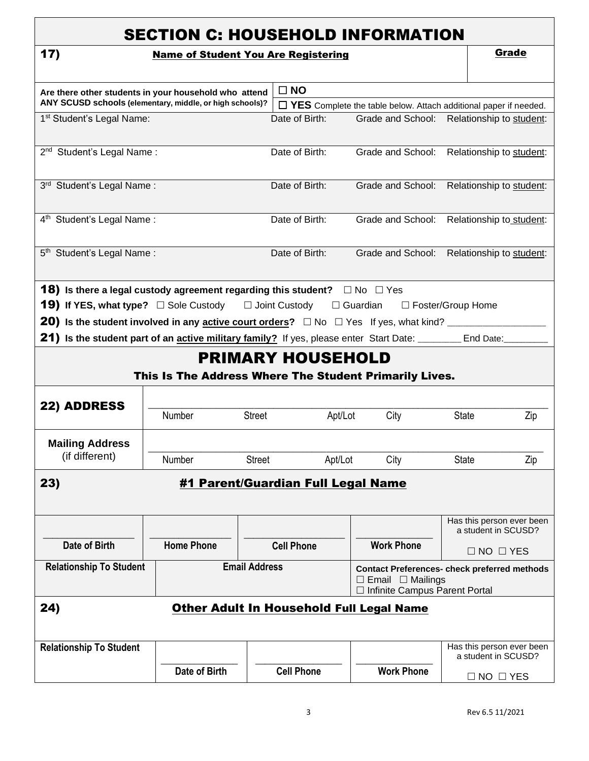# SECTION C: HOUSEHOLD INFORMATION

| 17) Name of Student You Are Registering | Grade |
|---|---|
| | |

Are there other students in your household who attend ANY SCUSD schools (elementary, middle, or high schools)?

☐ **NO**

☐ **YES** Complete the table below. Attach additional paper if needed.

| Student's Legal Name | Date of Birth: | Grade and School: | Relationship to student: |
|---|---|---|---|
| 1st Student's Legal Name: | | | |
| 2nd Student's Legal Name : | | | |
| 3rd Student's Legal Name : | | | |
| 4th Student's Legal Name : | | | |
| 5th Student's Legal Name : | | | |

**18)** **Is there a legal custody agreement regarding this student?** ☐ No ☐ Yes

**19)** **If YES, what type?** ☐ Sole Custody ☐ Joint Custody ☐ Guardian ☐ Foster/Group Home

**20)** **Is the student involved in any active court orders?** ☐ No ☐ Yes If yes, what kind? ___________________

**21)** **Is the student part of an active military family?** If yes, please enter Start Date: ________ End Date:________

## PRIMARY HOUSEHOLD

**This Is The Address Where The Student Primarily Lives.**

**22) ADDRESS**

_______________________________________________________________
Number Street Apt/Lot City State Zip

**Mailing Address** (if different)

_______________________________________________________________
Number Street Apt/Lot City State Zip

**23)** **#1 Parent/Guardian Full Legal Name**

| Date of Birth | Home Phone | Cell Phone | Work Phone | Has this person ever been a student in SCUSD? ☐ NO ☐ YES |
|---|---|---|---|---|
| | | | | |

| Relationship To Student | Email Address | Contact Preferences- check preferred methods |
|---|---|---|
| | | ☐ Email ☐ Mailings ☐ Infinite Campus Parent Portal |

**24)** **Other Adult In Household Full Legal Name**

| Relationship To Student | Date of Birth | Cell Phone | Work Phone | Has this person ever been a student in SCUSD? ☐ NO ☐ YES |
|---|---|---|---|---|
| | | | | |

Rev 6.5 11/2021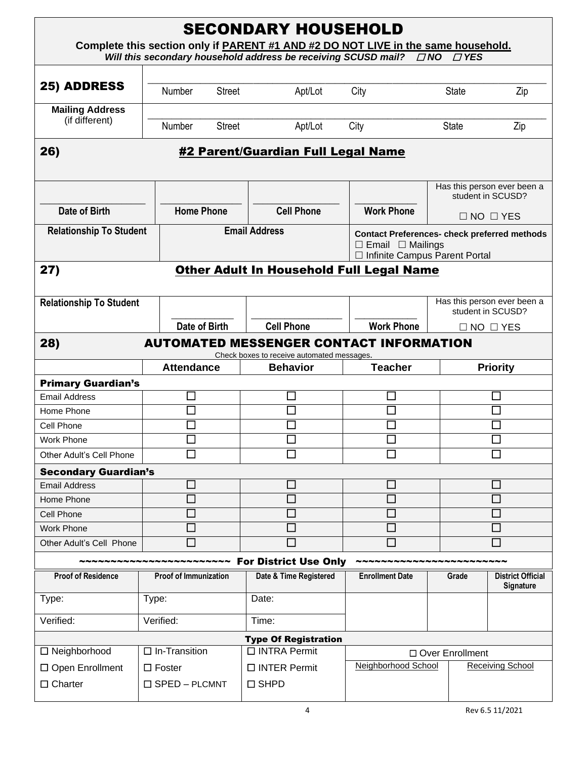# SECONDARY HOUSEHOLD

**Complete this section only if PARENT #1 AND #2 DO NOT LIVE in the same household.**

***Will this secondary household address be receiving SCUSD mail?*** ☐ ***NO*** ☐ ***YES***

| | | | | | | |
|---|---|---|---|---|---|---|
| **25) ADDRESS** | Number | Street | Apt/Lot | City | State | Zip |
| **Mailing Address** (if different) | Number | Street | Apt/Lot | City | State | Zip |

## 26) #2 Parent/Guardian Full Legal Name

| | | | | |
|---|---|---|---|---|
| **Date of Birth** | **Home Phone** | **Cell Phone** | **Work Phone** | Has this person ever been a student in SCUSD? ☐ NO ☐ YES |
| **Relationship To Student** | **Email Address** | | **Contact Preferences- check preferred methods** ☐ Email ☐ Mailings ☐ Infinite Campus Parent Portal | |

## 27) Other Adult In Household Full Legal Name

| | | | | |
|---|---|---|---|---|
| **Relationship To Student** | **Date of Birth** | **Cell Phone** | **Work Phone** | Has this person ever been a student in SCUSD? ☐ NO ☐ YES |

## 28) AUTOMATED MESSENGER CONTACT INFORMATION

Check boxes to receive automated messages.

| | **Attendance** | **Behavior** | **Teacher** | **Priority** |
|---|---|---|---|---|
| **Primary Guardian's** | | | | |
| Email Address | ☐ | ☐ | ☐ | ☐ |
| Home Phone | ☐ | ☐ | ☐ | ☐ |
| Cell Phone | ☐ | ☐ | ☐ | ☐ |
| Work Phone | ☐ | ☐ | ☐ | ☐ |
| Other Adult's Cell Phone | ☐ | ☐ | ☐ | ☐ |
| **Secondary Guardian's** | | | | |
| Email Address | ☐ | ☐ | ☐ | ☐ |
| Home Phone | ☐ | ☐ | ☐ | ☐ |
| Cell Phone | ☐ | ☐ | ☐ | ☐ |
| Work Phone | ☐ | ☐ | ☐ | ☐ |
| Other Adult's Cell Phone | ☐ | ☐ | ☐ | ☐ |

~~~~~~~~~~~~~~~~~~~~~~~~ **For District Use Only** ~~~~~~~~~~~~~~~~~~~~~~~~

| **Proof of Residence** | **Proof of Immunization** | **Date & Time Registered** | **Enrollment Date** | **Grade** | **District Official Signature** |
|---|---|---|---|---|---|
| Type: | Type: | Date: | | | |
| Verified: | Verified: | Time: | | | |

**Type Of Registration**

| | | | | |
|---|---|---|---|---|
| ☐ Neighborhood | ☐ In-Transition | ☐ INTRA Permit | ☐ Over Enrollment | |
| ☐ Open Enrollment | ☐ Foster | ☐ INTER Permit | Neighborhood School | Receiving School |
| ☐ Charter | ☐ SPED – PLCMNT | ☐ SHPD | | |

Rev 6.5 11/2021